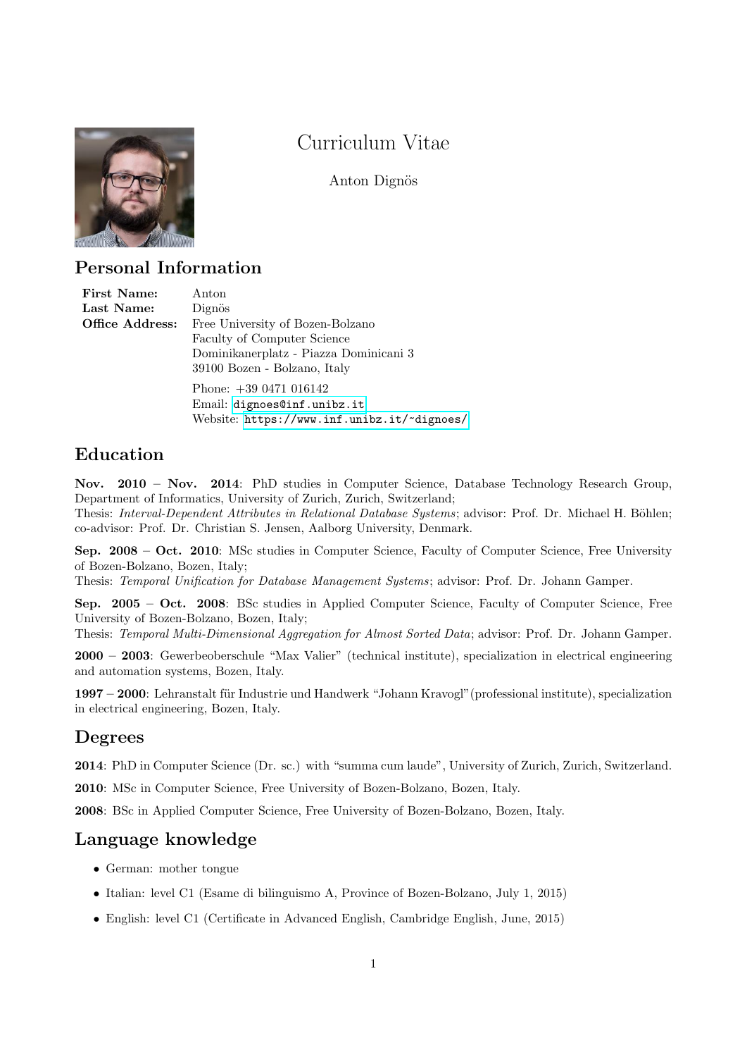# Curriculum Vitae

Anton Dignös

## Personal Information

**First Name:** Anton
**Last Name:** Dignös
**Office Address:** Free University of Bozen-Bolzano
Faculty of Computer Science
Dominikanerplatz - Piazza Dominicani 3
39100 Bozen - Bolzano, Italy

Phone: +39 0471 016142
Email: dignoes@inf.unibz.it
Website: https://www.inf.unibz.it/~dignoes/

## Education

**Nov. 2010 – Nov. 2014**: PhD studies in Computer Science, Database Technology Research Group, Department of Informatics, University of Zurich, Zurich, Switzerland;
Thesis: *Interval-Dependent Attributes in Relational Database Systems*; advisor: Prof. Dr. Michael H. Böhlen; co-advisor: Prof. Dr. Christian S. Jensen, Aalborg University, Denmark.

**Sep. 2008 – Oct. 2010**: MSc studies in Computer Science, Faculty of Computer Science, Free University of Bozen-Bolzano, Bozen, Italy;
Thesis: *Temporal Unification for Database Management Systems*; advisor: Prof. Dr. Johann Gamper.

**Sep. 2005 – Oct. 2008**: BSc studies in Applied Computer Science, Faculty of Computer Science, Free University of Bozen-Bolzano, Bozen, Italy;
Thesis: *Temporal Multi-Dimensional Aggregation for Almost Sorted Data*; advisor: Prof. Dr. Johann Gamper.

**2000 – 2003**: Gewerbeoberschule "Max Valier" (technical institute), specialization in electrical engineering and automation systems, Bozen, Italy.

**1997 – 2000**: Lehranstalt für Industrie und Handwerk "Johann Kravogl" (professional institute), specialization in electrical engineering, Bozen, Italy.

## Degrees

**2014**: PhD in Computer Science (Dr. sc.) with "summa cum laude", University of Zurich, Zurich, Switzerland.

**2010**: MSc in Computer Science, Free University of Bozen-Bolzano, Bozen, Italy.

**2008**: BSc in Applied Computer Science, Free University of Bozen-Bolzano, Bozen, Italy.

## Language knowledge

- German: mother tongue
- Italian: level C1 (Esame di bilinguismo A, Province of Bozen-Bolzano, July 1, 2015)
- English: level C1 (Certificate in Advanced English, Cambridge English, June, 2015)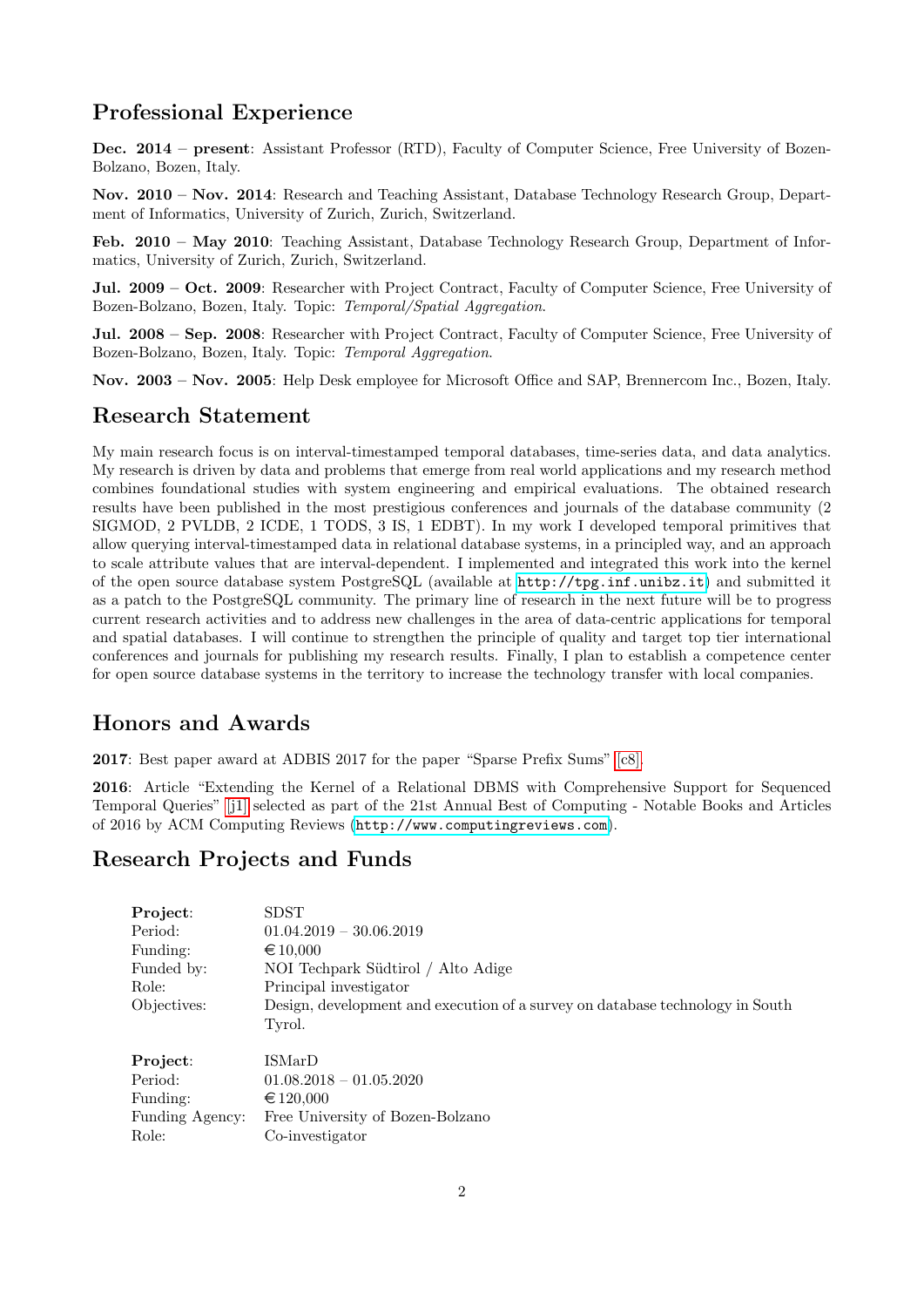## Professional Experience

**Dec. 2014 – present**: Assistant Professor (RTD), Faculty of Computer Science, Free University of Bozen-Bolzano, Bozen, Italy.

**Nov. 2010 – Nov. 2014**: Research and Teaching Assistant, Database Technology Research Group, Department of Informatics, University of Zurich, Zurich, Switzerland.

**Feb. 2010 – May 2010**: Teaching Assistant, Database Technology Research Group, Department of Informatics, University of Zurich, Zurich, Switzerland.

**Jul. 2009 – Oct. 2009**: Researcher with Project Contract, Faculty of Computer Science, Free University of Bozen-Bolzano, Bozen, Italy. Topic: *Temporal/Spatial Aggregation*.

**Jul. 2008 – Sep. 2008**: Researcher with Project Contract, Faculty of Computer Science, Free University of Bozen-Bolzano, Bozen, Italy. Topic: *Temporal Aggregation*.

**Nov. 2003 – Nov. 2005**: Help Desk employee for Microsoft Office and SAP, Brennercom Inc., Bozen, Italy.

## Research Statement

My main research focus is on interval-timestamped temporal databases, time-series data, and data analytics. My research is driven by data and problems that emerge from real world applications and my research method combines foundational studies with system engineering and empirical evaluations. The obtained research results have been published in the most prestigious conferences and journals of the database community (2 SIGMOD, 2 PVLDB, 2 ICDE, 1 TODS, 3 IS, 1 EDBT). In my work I developed temporal primitives that allow querying interval-timestamped data in relational database systems, in a principled way, and an approach to scale attribute values that are interval-dependent. I implemented and integrated this work into the kernel of the open source database system PostgreSQL (available at `http://tpg.inf.unibz.it`) and submitted it as a patch to the PostgreSQL community. The primary line of research in the next future will be to progress current research activities and to address new challenges in the area of data-centric applications for temporal and spatial databases. I will continue to strengthen the principle of quality and target top tier international conferences and journals for publishing my research results. Finally, I plan to establish a competence center for open source database systems in the territory to increase the technology transfer with local companies.

## Honors and Awards

**2017**: Best paper award at ADBIS 2017 for the paper "Sparse Prefix Sums" [c8].

**2016**: Article "Extending the Kernel of a Relational DBMS with Comprehensive Support for Sequenced Temporal Queries" [j1] selected as part of the 21st Annual Best of Computing - Notable Books and Articles of 2016 by ACM Computing Reviews (`http://www.computingreviews.com`).

## Research Projects and Funds

| | |
|---|---|
| **Project**: | SDST |
| Period: | 01.04.2019 – 30.06.2019 |
| Funding: | € 10,000 |
| Funded by: | NOI Techpark Südtirol / Alto Adige |
| Role: | Principal investigator |
| Objectives: | Design, development and execution of a survey on database technology in South Tyrol. |

| | |
|---|---|
| **Project**: | ISMarD |
| Period: | 01.08.2018 – 01.05.2020 |
| Funding: | € 120,000 |
| Funding Agency: | Free University of Bozen-Bolzano |
| Role: | Co-investigator |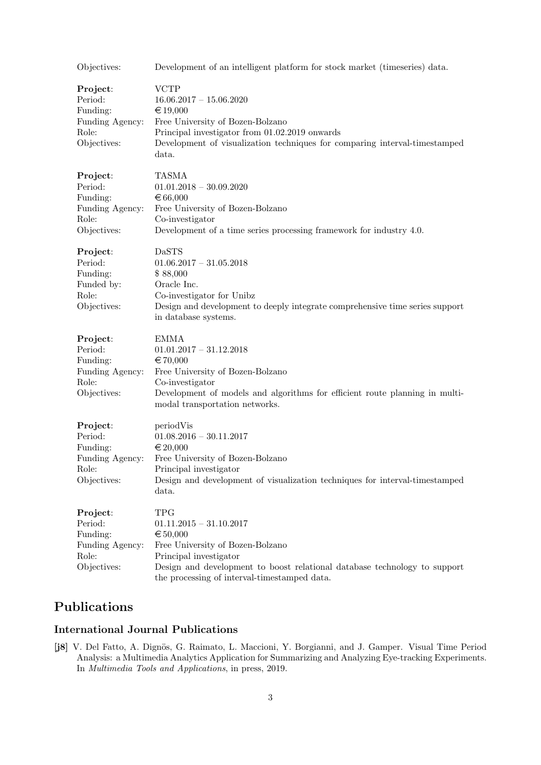Objectives: Development of an intelligent platform for stock market (timeseries) data.

**Project**: VCTP
Period: 16.06.2017 – 15.06.2020
Funding: €19,000
Funding Agency: Free University of Bozen-Bolzano
Role: Principal investigator from 01.02.2019 onwards
Objectives: Development of visualization techniques for comparing interval-timestamped data.

**Project**: TASMA
Period: 01.01.2018 – 30.09.2020
Funding: €66,000
Funding Agency: Free University of Bozen-Bolzano
Role: Co-investigator
Objectives: Development of a time series processing framework for industry 4.0.

**Project**: DaSTS
Period: 01.06.2017 – 31.05.2018
Funding: $ 88,000
Funded by: Oracle Inc.
Role: Co-investigator for Unibz
Objectives: Design and development to deeply integrate comprehensive time series support in database systems.

**Project**: EMMA
Period: 01.01.2017 – 31.12.2018
Funding: €70,000
Funding Agency: Free University of Bozen-Bolzano
Role: Co-investigator
Objectives: Development of models and algorithms for efficient route planning in multi-modal transportation networks.

**Project**: periodVis
Period: 01.08.2016 – 30.11.2017
Funding: €20,000
Funding Agency: Free University of Bozen-Bolzano
Role: Principal investigator
Objectives: Design and development of visualization techniques for interval-timestamped data.

**Project**: TPG
Period: 01.11.2015 – 31.10.2017
Funding: €50,000
Funding Agency: Free University of Bozen-Bolzano
Role: Principal investigator
Objectives: Design and development to boost relational database technology to support the processing of interval-timestamped data.

# Publications

## International Journal Publications

**[j8]** V. Del Fatto, A. Dignös, G. Raimato, L. Maccioni, Y. Borgianni, and J. Gamper. Visual Time Period Analysis: a Multimedia Analytics Application for Summarizing and Analyzing Eye-tracking Experiments. In *Multimedia Tools and Applications*, in press, 2019.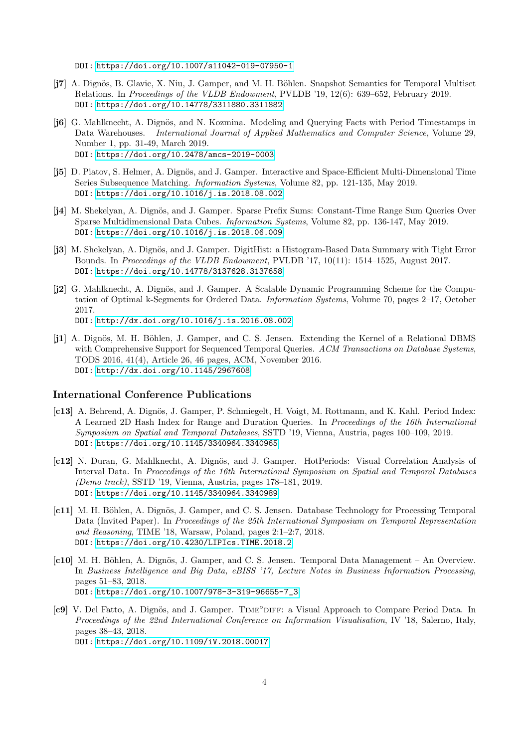DOI: https://doi.org/10.1007/s11042-019-07950-1

**[j7]** A. Dignös, B. Glavic, X. Niu, J. Gamper, and M. H. Böhlen. Snapshot Semantics for Temporal Multiset Relations. In *Proceedings of the VLDB Endowment*, PVLDB '19, 12(6): 639–652, February 2019.
DOI: https://doi.org/10.14778/3311880.3311882

**[j6]** G. Mahlknecht, A. Dignös, and N. Kozmina. Modeling and Querying Facts with Period Timestamps in Data Warehouses. *International Journal of Applied Mathematics and Computer Science*, Volume 29, Number 1, pp. 31-49, March 2019.
DOI: https://doi.org/10.2478/amcs-2019-0003

**[j5]** D. Piatov, S. Helmer, A. Dignös, and J. Gamper. Interactive and Space-Efficient Multi-Dimensional Time Series Subsequence Matching. *Information Systems*, Volume 82, pp. 121-135, May 2019.
DOI: https://doi.org/10.1016/j.is.2018.08.002

**[j4]** M. Shekelyan, A. Dignös, and J. Gamper. Sparse Prefix Sums: Constant-Time Range Sum Queries Over Sparse Multidimensional Data Cubes. *Information Systems*, Volume 82, pp. 136-147, May 2019.
DOI: https://doi.org/10.1016/j.is.2018.06.009

**[j3]** M. Shekelyan, A. Dignös, and J. Gamper. DigitHist: a Histogram-Based Data Summary with Tight Error Bounds. In *Proceedings of the VLDB Endowment*, PVLDB '17, 10(11): 1514–1525, August 2017.
DOI: https://doi.org/10.14778/3137628.3137658

**[j2]** G. Mahlknecht, A. Dignös, and J. Gamper. A Scalable Dynamic Programming Scheme for the Computation of Optimal k-Segments for Ordered Data. *Information Systems*, Volume 70, pages 2–17, October 2017.
DOI: http://dx.doi.org/10.1016/j.is.2016.08.002

**[j1]** A. Dignös, M. H. Böhlen, J. Gamper, and C. S. Jensen. Extending the Kernel of a Relational DBMS with Comprehensive Support for Sequenced Temporal Queries. *ACM Transactions on Database Systems*, TODS 2016, 41(4), Article 26, 46 pages, ACM, November 2016.
DOI: http://dx.doi.org/10.1145/2967608

### International Conference Publications

**[c13]** A. Behrend, A. Dignös, J. Gamper, P. Schmiegelt, H. Voigt, M. Rottmann, and K. Kahl. Period Index: A Learned 2D Hash Index for Range and Duration Queries. In *Proceedings of the 16th International Symposium on Spatial and Temporal Databases*, SSTD '19, Vienna, Austria, pages 100–109, 2019.
DOI: https://doi.org/10.1145/3340964.3340965

**[c12]** N. Duran, G. Mahlknecht, A. Dignös, and J. Gamper. HotPeriods: Visual Correlation Analysis of Interval Data. In *Proceedings of the 16th International Symposium on Spatial and Temporal Databases (Demo track)*, SSTD '19, Vienna, Austria, pages 178–181, 2019.
DOI: https://doi.org/10.1145/3340964.3340989

**[c11]** M. H. Böhlen, A. Dignös, J. Gamper, and C. S. Jensen. Database Technology for Processing Temporal Data (Invited Paper). In *Proceedings of the 25th International Symposium on Temporal Representation and Reasoning*, TIME '18, Warsaw, Poland, pages 2:1–2:7, 2018.
DOI: https://doi.org/10.4230/LIPIcs.TIME.2018.2

**[c10]** M. H. Böhlen, A. Dignös, J. Gamper, and C. S. Jensen. Temporal Data Management – An Overview. In *Business Intelligence and Big Data, eBISS '17, Lecture Notes in Business Information Processing*, pages 51–83, 2018.
DOI: https://doi.org/10.1007/978-3-319-96655-7_3

**[c9]** V. Del Fatto, A. Dignös, and J. Gamper. TIME°DIFF: a Visual Approach to Compare Period Data. In *Proceedings of the 22nd International Conference on Information Visualisation*, IV '18, Salerno, Italy, pages 38–43, 2018.
DOI: https://doi.org/10.1109/iV.2018.00017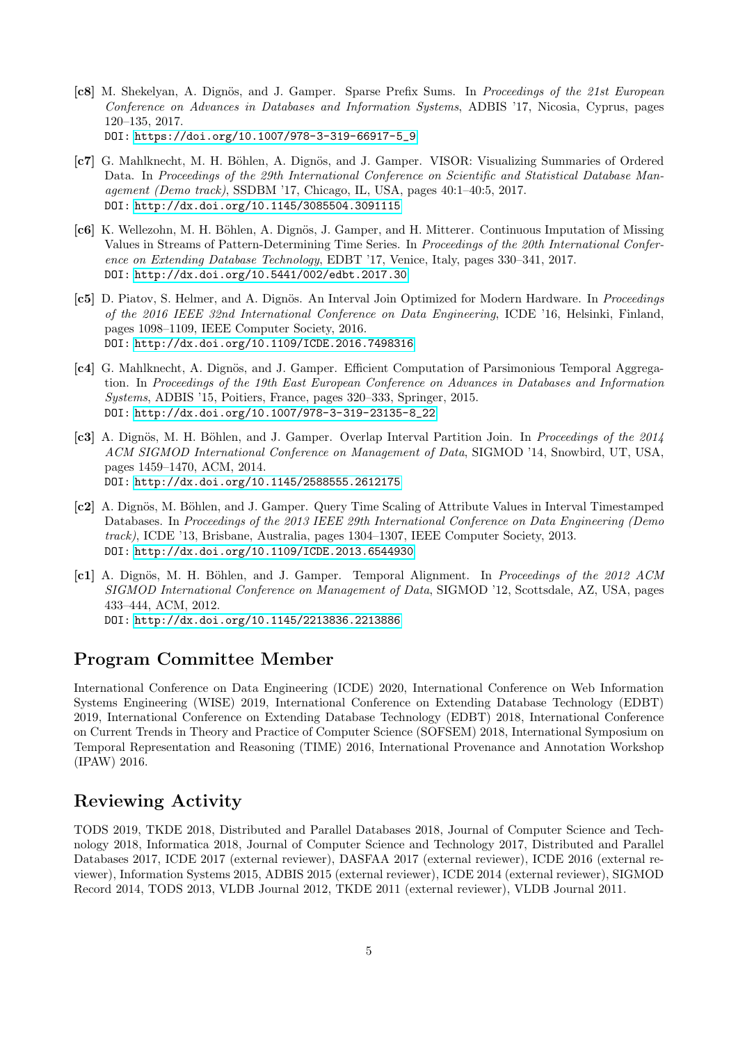**[c8]** M. Shekelyan, A. Dignös, and J. Gamper. Sparse Prefix Sums. In *Proceedings of the 21st European Conference on Advances in Databases and Information Systems*, ADBIS '17, Nicosia, Cyprus, pages 120–135, 2017.
DOI: https://doi.org/10.1007/978-3-319-66917-5_9

**[c7]** G. Mahlknecht, M. H. Böhlen, A. Dignös, and J. Gamper. VISOR: Visualizing Summaries of Ordered Data. In *Proceedings of the 29th International Conference on Scientific and Statistical Database Management (Demo track)*, SSDBM '17, Chicago, IL, USA, pages 40:1–40:5, 2017.
DOI: http://dx.doi.org/10.1145/3085504.3091115

**[c6]** K. Wellezohn, M. H. Böhlen, A. Dignös, J. Gamper, and H. Mitterer. Continuous Imputation of Missing Values in Streams of Pattern-Determining Time Series. In *Proceedings of the 20th International Conference on Extending Database Technology*, EDBT '17, Venice, Italy, pages 330–341, 2017.
DOI: http://dx.doi.org/10.5441/002/edbt.2017.30

**[c5]** D. Piatov, S. Helmer, and A. Dignös. An Interval Join Optimized for Modern Hardware. In *Proceedings of the 2016 IEEE 32nd International Conference on Data Engineering*, ICDE '16, Helsinki, Finland, pages 1098–1109, IEEE Computer Society, 2016.
DOI: http://dx.doi.org/10.1109/ICDE.2016.7498316

**[c4]** G. Mahlknecht, A. Dignös, and J. Gamper. Efficient Computation of Parsimonious Temporal Aggregation. In *Proceedings of the 19th East European Conference on Advances in Databases and Information Systems*, ADBIS '15, Poitiers, France, pages 320–333, Springer, 2015.
DOI: http://dx.doi.org/10.1007/978-3-319-23135-8_22

**[c3]** A. Dignös, M. H. Böhlen, and J. Gamper. Overlap Interval Partition Join. In *Proceedings of the 2014 ACM SIGMOD International Conference on Management of Data*, SIGMOD '14, Snowbird, UT, USA, pages 1459–1470, ACM, 2014.
DOI: http://dx.doi.org/10.1145/2588555.2612175

**[c2]** A. Dignös, M. Böhlen, and J. Gamper. Query Time Scaling of Attribute Values in Interval Timestamped Databases. In *Proceedings of the 2013 IEEE 29th International Conference on Data Engineering (Demo track)*, ICDE '13, Brisbane, Australia, pages 1304–1307, IEEE Computer Society, 2013.
DOI: http://dx.doi.org/10.1109/ICDE.2013.6544930

**[c1]** A. Dignös, M. H. Böhlen, and J. Gamper. Temporal Alignment. In *Proceedings of the 2012 ACM SIGMOD International Conference on Management of Data*, SIGMOD '12, Scottsdale, AZ, USA, pages 433–444, ACM, 2012.
DOI: http://dx.doi.org/10.1145/2213836.2213886

## Program Committee Member

International Conference on Data Engineering (ICDE) 2020, International Conference on Web Information Systems Engineering (WISE) 2019, International Conference on Extending Database Technology (EDBT) 2019, International Conference on Extending Database Technology (EDBT) 2018, International Conference on Current Trends in Theory and Practice of Computer Science (SOFSEM) 2018, International Symposium on Temporal Representation and Reasoning (TIME) 2016, International Provenance and Annotation Workshop (IPAW) 2016.

## Reviewing Activity

TODS 2019, TKDE 2018, Distributed and Parallel Databases 2018, Journal of Computer Science and Technology 2018, Informatica 2018, Journal of Computer Science and Technology 2017, Distributed and Parallel Databases 2017, ICDE 2017 (external reviewer), DASFAA 2017 (external reviewer), ICDE 2016 (external reviewer), Information Systems 2015, ADBIS 2015 (external reviewer), ICDE 2014 (external reviewer), SIGMOD Record 2014, TODS 2013, VLDB Journal 2012, TKDE 2011 (external reviewer), VLDB Journal 2011.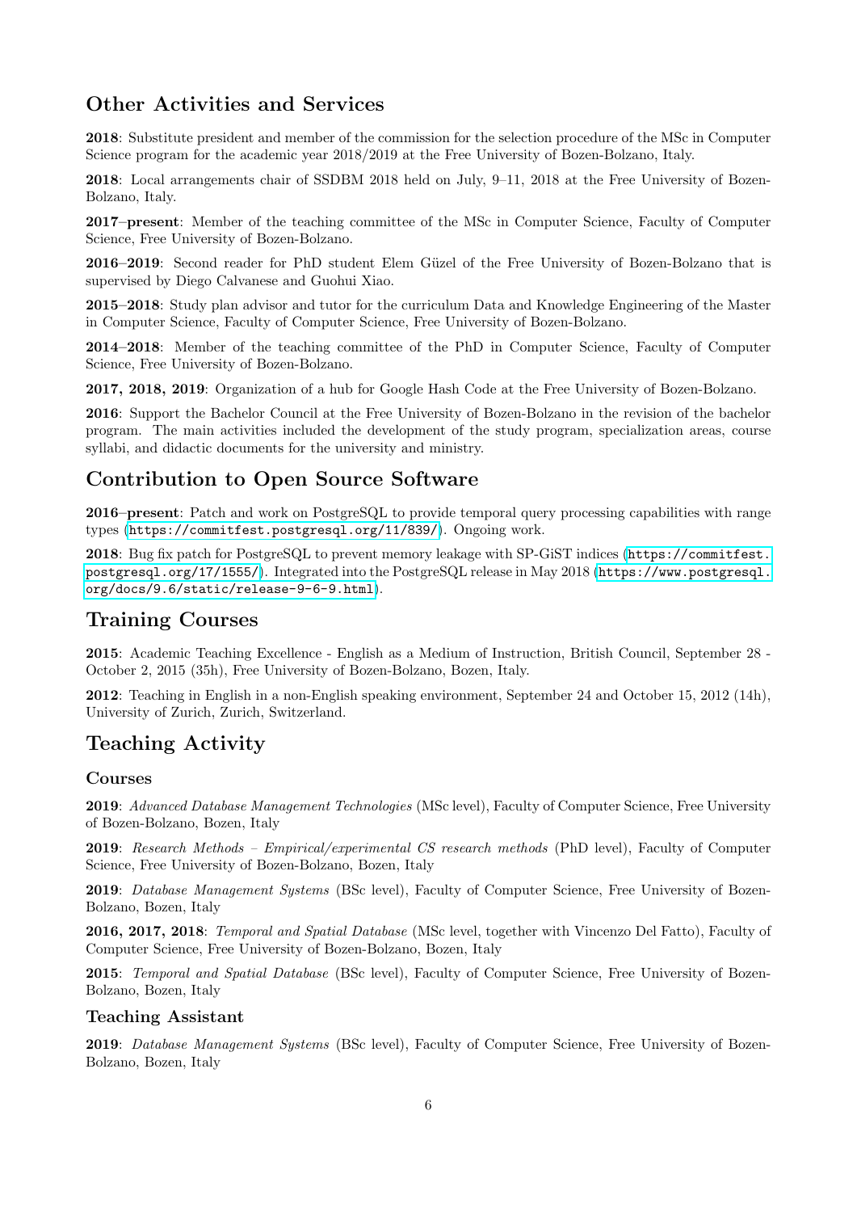## Other Activities and Services

**2018**: Substitute president and member of the commission for the selection procedure of the MSc in Computer Science program for the academic year 2018/2019 at the Free University of Bozen-Bolzano, Italy.

**2018**: Local arrangements chair of SSDBM 2018 held on July, 9–11, 2018 at the Free University of Bozen-Bolzano, Italy.

**2017–present**: Member of the teaching committee of the MSc in Computer Science, Faculty of Computer Science, Free University of Bozen-Bolzano.

**2016–2019**: Second reader for PhD student Elem Güzel of the Free University of Bozen-Bolzano that is supervised by Diego Calvanese and Guohui Xiao.

**2015–2018**: Study plan advisor and tutor for the curriculum Data and Knowledge Engineering of the Master in Computer Science, Faculty of Computer Science, Free University of Bozen-Bolzano.

**2014–2018**: Member of the teaching committee of the PhD in Computer Science, Faculty of Computer Science, Free University of Bozen-Bolzano.

**2017, 2018, 2019**: Organization of a hub for Google Hash Code at the Free University of Bozen-Bolzano.

**2016**: Support the Bachelor Council at the Free University of Bozen-Bolzano in the revision of the bachelor program. The main activities included the development of the study program, specialization areas, course syllabi, and didactic documents for the university and ministry.

## Contribution to Open Source Software

**2016–present**: Patch and work on PostgreSQL to provide temporal query processing capabilities with range types (`https://commitfest.postgresql.org/11/839/`). Ongoing work.

**2018**: Bug fix patch for PostgreSQL to prevent memory leakage with SP-GiST indices (`https://commitfest.postgresql.org/17/1555/`). Integrated into the PostgreSQL release in May 2018 (`https://www.postgresql.org/docs/9.6/static/release-9-6-9.html`).

## Training Courses

**2015**: Academic Teaching Excellence - English as a Medium of Instruction, British Council, September 28 - October 2, 2015 (35h), Free University of Bozen-Bolzano, Bozen, Italy.

**2012**: Teaching in English in a non-English speaking environment, September 24 and October 15, 2012 (14h), University of Zurich, Zurich, Switzerland.

## Teaching Activity

### Courses

**2019**: *Advanced Database Management Technologies* (MSc level), Faculty of Computer Science, Free University of Bozen-Bolzano, Bozen, Italy

**2019**: *Research Methods – Empirical/experimental CS research methods* (PhD level), Faculty of Computer Science, Free University of Bozen-Bolzano, Bozen, Italy

**2019**: *Database Management Systems* (BSc level), Faculty of Computer Science, Free University of Bozen-Bolzano, Bozen, Italy

**2016, 2017, 2018**: *Temporal and Spatial Database* (MSc level, together with Vincenzo Del Fatto), Faculty of Computer Science, Free University of Bozen-Bolzano, Bozen, Italy

**2015**: *Temporal and Spatial Database* (BSc level), Faculty of Computer Science, Free University of Bozen-Bolzano, Bozen, Italy

### Teaching Assistant

**2019**: *Database Management Systems* (BSc level), Faculty of Computer Science, Free University of Bozen-Bolzano, Bozen, Italy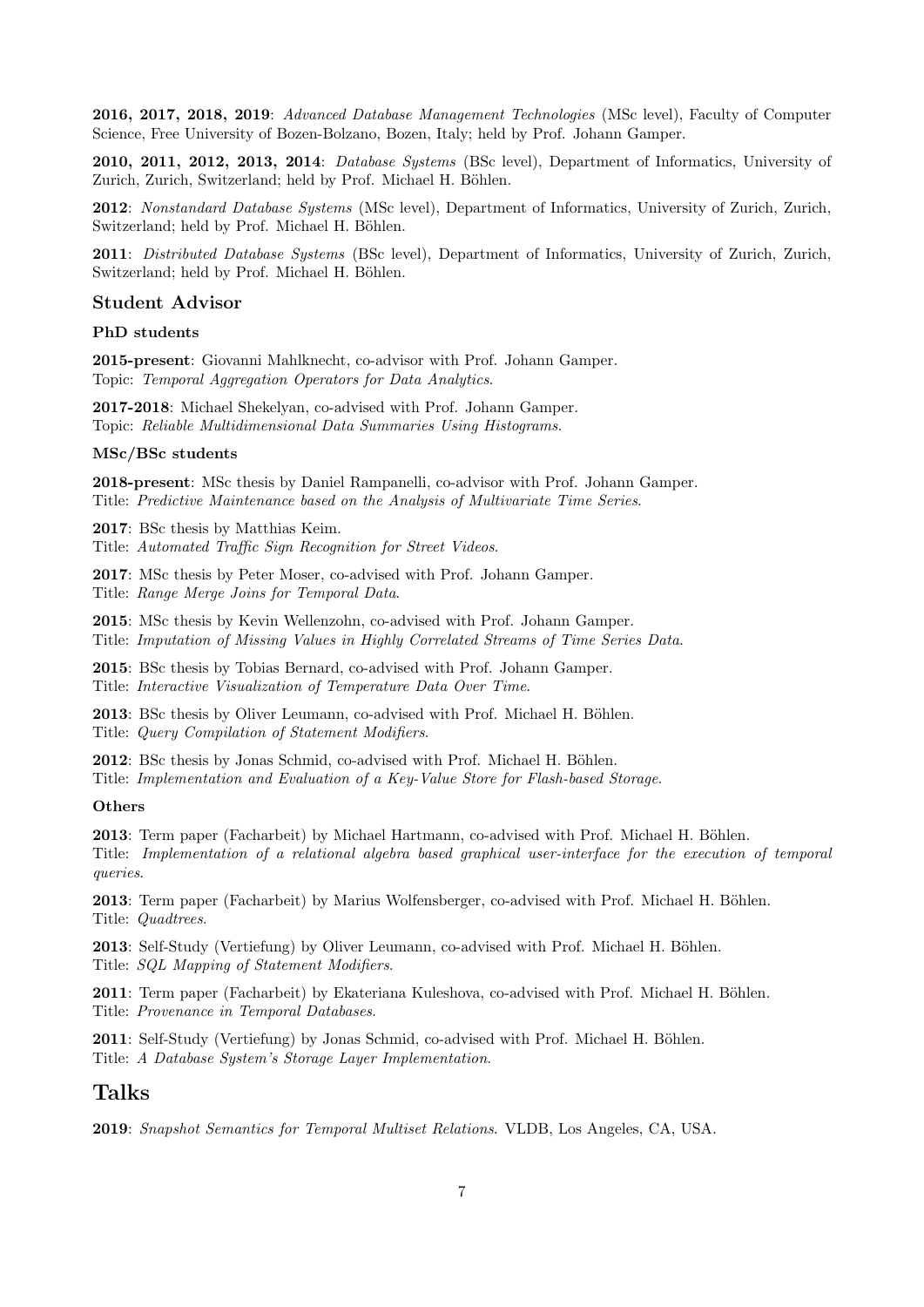**2016, 2017, 2018, 2019**: *Advanced Database Management Technologies* (MSc level), Faculty of Computer Science, Free University of Bozen-Bolzano, Bozen, Italy; held by Prof. Johann Gamper.

**2010, 2011, 2012, 2013, 2014**: *Database Systems* (BSc level), Department of Informatics, University of Zurich, Zurich, Switzerland; held by Prof. Michael H. Böhlen.

**2012**: *Nonstandard Database Systems* (MSc level), Department of Informatics, University of Zurich, Zurich, Switzerland; held by Prof. Michael H. Böhlen.

**2011**: *Distributed Database Systems* (BSc level), Department of Informatics, University of Zurich, Zurich, Switzerland; held by Prof. Michael H. Böhlen.

### Student Advisor

#### PhD students

**2015-present**: Giovanni Mahlknecht, co-advisor with Prof. Johann Gamper.
Topic: *Temporal Aggregation Operators for Data Analytics*.

**2017-2018**: Michael Shekelyan, co-advised with Prof. Johann Gamper.
Topic: *Reliable Multidimensional Data Summaries Using Histograms*.

#### MSc/BSc students

**2018-present**: MSc thesis by Daniel Rampanelli, co-advisor with Prof. Johann Gamper.
Title: *Predictive Maintenance based on the Analysis of Multivariate Time Series*.

**2017**: BSc thesis by Matthias Keim.
Title: *Automated Traffic Sign Recognition for Street Videos*.

**2017**: MSc thesis by Peter Moser, co-advised with Prof. Johann Gamper.
Title: *Range Merge Joins for Temporal Data*.

**2015**: MSc thesis by Kevin Wellenzohn, co-advised with Prof. Johann Gamper.
Title: *Imputation of Missing Values in Highly Correlated Streams of Time Series Data*.

**2015**: BSc thesis by Tobias Bernard, co-advised with Prof. Johann Gamper.
Title: *Interactive Visualization of Temperature Data Over Time*.

**2013**: BSc thesis by Oliver Leumann, co-advised with Prof. Michael H. Böhlen.
Title: *Query Compilation of Statement Modifiers*.

**2012**: BSc thesis by Jonas Schmid, co-advised with Prof. Michael H. Böhlen.
Title: *Implementation and Evaluation of a Key-Value Store for Flash-based Storage*.

#### Others

**2013**: Term paper (Facharbeit) by Michael Hartmann, co-advised with Prof. Michael H. Böhlen.
Title: *Implementation of a relational algebra based graphical user-interface for the execution of temporal queries*.

**2013**: Term paper (Facharbeit) by Marius Wolfensberger, co-advised with Prof. Michael H. Böhlen.
Title: *Quadtrees*.

**2013**: Self-Study (Vertiefung) by Oliver Leumann, co-advised with Prof. Michael H. Böhlen.
Title: *SQL Mapping of Statement Modifiers*.

**2011**: Term paper (Facharbeit) by Ekateriana Kuleshova, co-advised with Prof. Michael H. Böhlen.
Title: *Provenance in Temporal Databases*.

**2011**: Self-Study (Vertiefung) by Jonas Schmid, co-advised with Prof. Michael H. Böhlen.
Title: *A Database System's Storage Layer Implementation*.

## Talks

**2019**: *Snapshot Semantics for Temporal Multiset Relations*. VLDB, Los Angeles, CA, USA.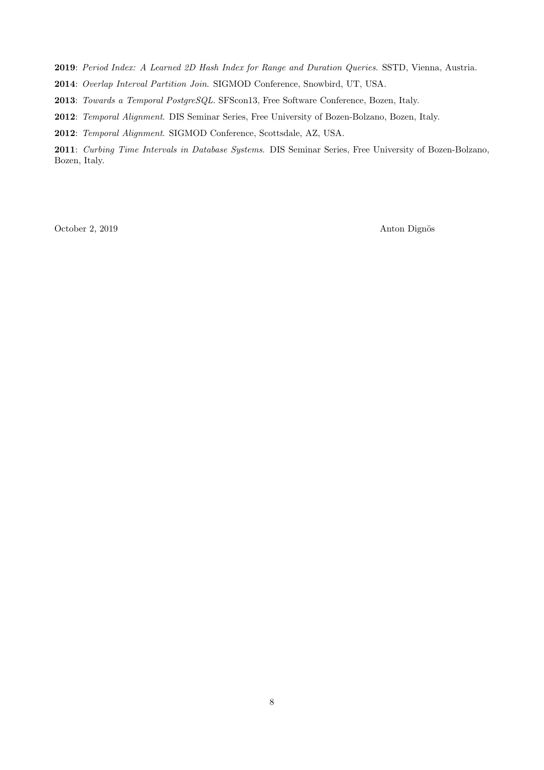**2019**: *Period Index: A Learned 2D Hash Index for Range and Duration Queries.* SSTD, Vienna, Austria.

**2014**: *Overlap Interval Partition Join.* SIGMOD Conference, Snowbird, UT, USA.

**2013**: *Towards a Temporal PostgreSQL.* SFScon13, Free Software Conference, Bozen, Italy.

**2012**: *Temporal Alignment.* DIS Seminar Series, Free University of Bozen-Bolzano, Bozen, Italy.

**2012**: *Temporal Alignment.* SIGMOD Conference, Scottsdale, AZ, USA.

**2011**: *Curbing Time Intervals in Database Systems.* DIS Seminar Series, Free University of Bozen-Bolzano, Bozen, Italy.

October 2, 2019 Anton Dignös